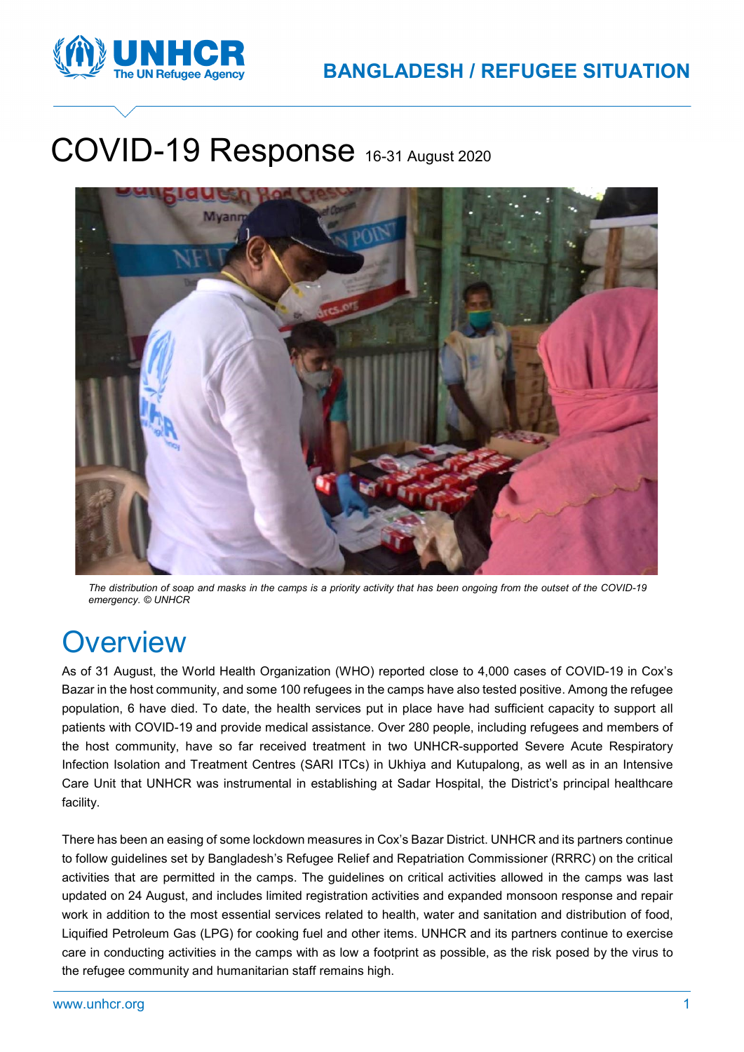# BANGLADESH / REFUGEE SITUATION

# COVID-19 Response 16-31 August 2020

*The distribution of soap and masks in the camps is a priority activity that has been ongoing from the outset of the COVID-19 emergency. © UNHCR*

## Overview

As of 31 August, the World Health Organization (WHO) reported close to 4,000 cases of COVID-19 in Cox's Bazar in the host community, and some 100 refugees in the camps have also tested positive. Among the refugee population, 6 have died. To date, the health services put in place have had sufficient capacity to support all patients with COVID-19 and provide medical assistance. Over 280 people, including refugees and members of the host community, have so far received treatment in two UNHCR-supported Severe Acute Respiratory Infection Isolation and Treatment Centres (SARI ITCs) in Ukhiya and Kutupalong, as well as in an Intensive Care Unit that UNHCR was instrumental in establishing at Sadar Hospital, the District's principal healthcare facility.

There has been an easing of some lockdown measures in Cox's Bazar District. UNHCR and its partners continue to follow guidelines set by Bangladesh's Refugee Relief and Repatriation Commissioner (RRRC) on the critical activities that are permitted in the camps. The guidelines on critical activities allowed in the camps was last updated on 24 August, and includes limited registration activities and expanded monsoon response and repair work in addition to the most essential services related to health, water and sanitation and distribution of food, Liquified Petroleum Gas (LPG) for cooking fuel and other items. UNHCR and its partners continue to exercise care in conducting activities in the camps with as low a footprint as possible, as the risk posed by the virus to the refugee community and humanitarian staff remains high.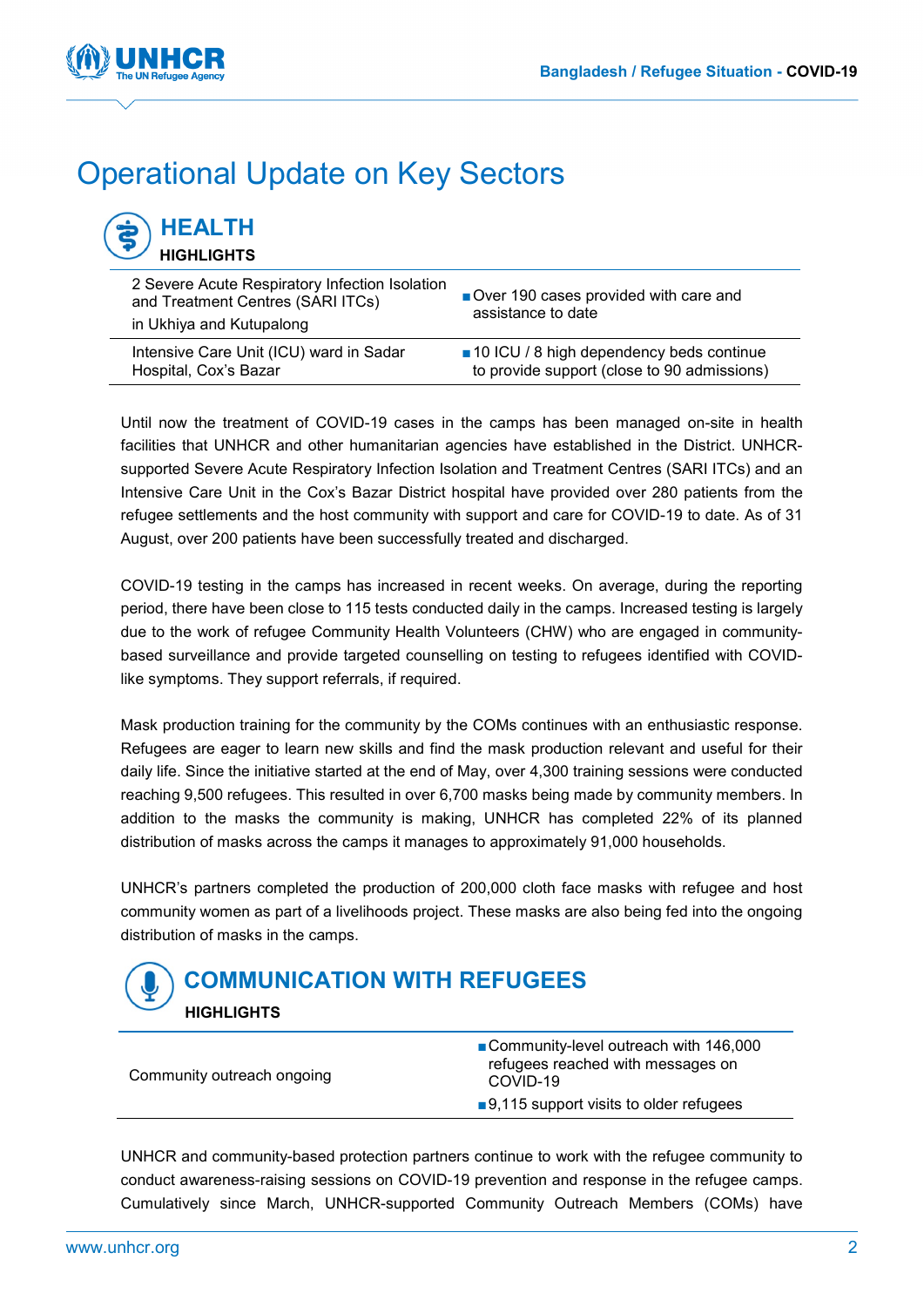# Operational Update on Key Sectors

## HEALTH

**HIGHLIGHTS**

| | |
|---|---|
| 2 Severe Acute Respiratory Infection Isolation and Treatment Centres (SARI ITCs) in Ukhiya and Kutupalong | ■ Over 190 cases provided with care and assistance to date |
| Intensive Care Unit (ICU) ward in Sadar Hospital, Cox's Bazar | ■ 10 ICU / 8 high dependency beds continue to provide support (close to 90 admissions) |

Until now the treatment of COVID-19 cases in the camps has been managed on-site in health facilities that UNHCR and other humanitarian agencies have established in the District. UNHCR-supported Severe Acute Respiratory Infection Isolation and Treatment Centres (SARI ITCs) and an Intensive Care Unit in the Cox's Bazar District hospital have provided over 280 patients from the refugee settlements and the host community with support and care for COVID-19 to date. As of 31 August, over 200 patients have been successfully treated and discharged.

COVID-19 testing in the camps has increased in recent weeks. On average, during the reporting period, there have been close to 115 tests conducted daily in the camps. Increased testing is largely due to the work of refugee Community Health Volunteers (CHW) who are engaged in community-based surveillance and provide targeted counselling on testing to refugees identified with COVID-like symptoms. They support referrals, if required.

Mask production training for the community by the COMs continues with an enthusiastic response. Refugees are eager to learn new skills and find the mask production relevant and useful for their daily life. Since the initiative started at the end of May, over 4,300 training sessions were conducted reaching 9,500 refugees. This resulted in over 6,700 masks being made by community members. In addition to the masks the community is making, UNHCR has completed 22% of its planned distribution of masks across the camps it manages to approximately 91,000 households.

UNHCR's partners completed the production of 200,000 cloth face masks with refugee and host community women as part of a livelihoods project. These masks are also being fed into the ongoing distribution of masks in the camps.

## COMMUNICATION WITH REFUGEES

**HIGHLIGHTS**

| | |
|---|---|
| Community outreach ongoing | ■ Community-level outreach with 146,000 refugees reached with messages on COVID-19<br>■ 9,115 support visits to older refugees |

UNHCR and community-based protection partners continue to work with the refugee community to conduct awareness-raising sessions on COVID-19 prevention and response in the refugee camps. Cumulatively since March, UNHCR-supported Community Outreach Members (COMs) have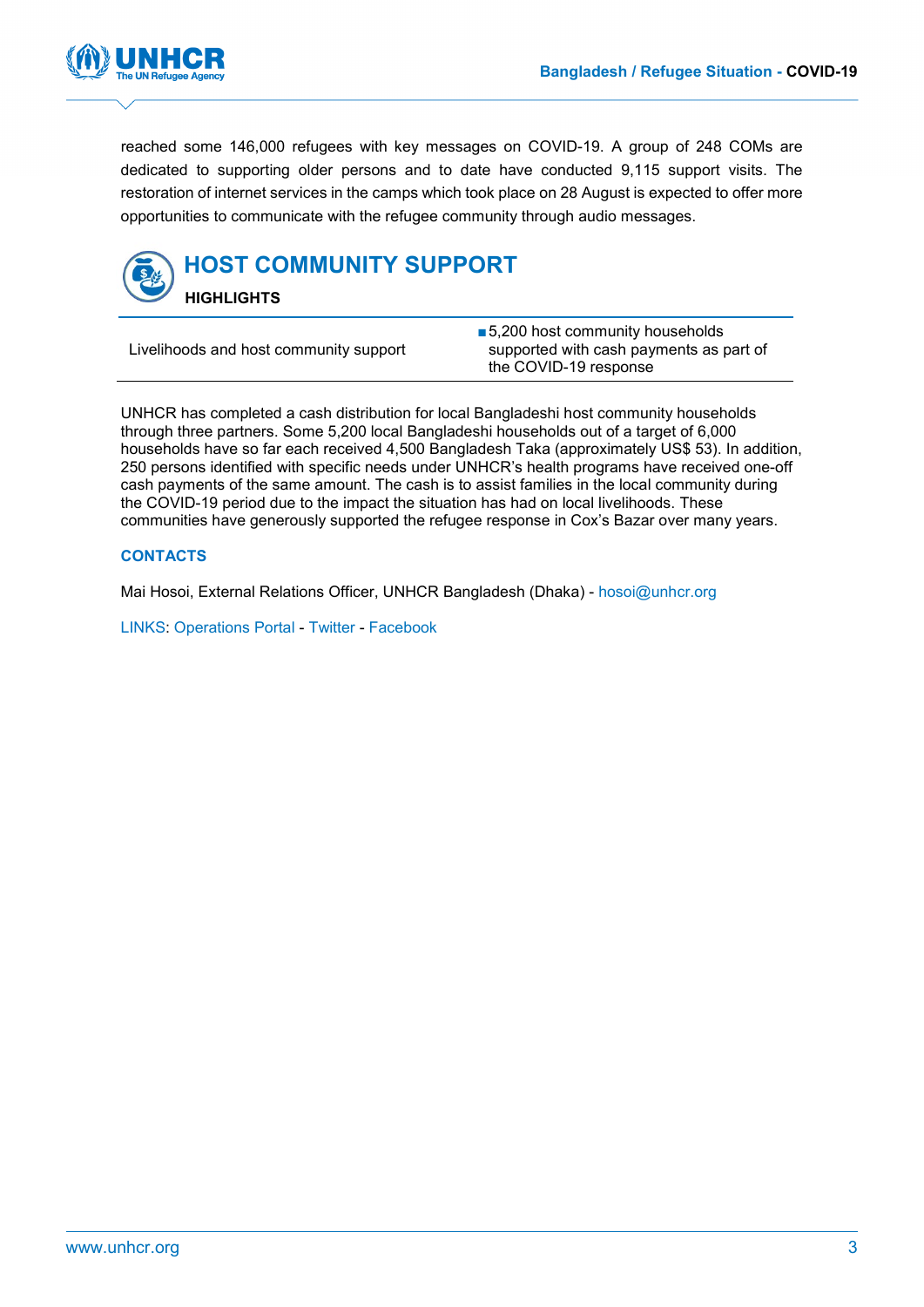reached some 146,000 refugees with key messages on COVID-19. A group of 248 COMs are dedicated to supporting older persons and to date have conducted 9,115 support visits. The restoration of internet services in the camps which took place on 28 August is expected to offer more opportunities to communicate with the refugee community through audio messages.

## HOST COMMUNITY SUPPORT

**HIGHLIGHTS**

| | |
|---|---|
| Livelihoods and host community support | ■ 5,200 host community households supported with cash payments as part of the COVID-19 response |

UNHCR has completed a cash distribution for local Bangladeshi host community households through three partners. Some 5,200 local Bangladeshi households out of a target of 6,000 households have so far each received 4,500 Bangladesh Taka (approximately US$ 53). In addition, 250 persons identified with specific needs under UNHCR's health programs have received one-off cash payments of the same amount. The cash is to assist families in the local community during the COVID-19 period due to the impact the situation has had on local livelihoods. These communities have generously supported the refugee response in Cox's Bazar over many years.

### CONTACTS

Mai Hosoi, External Relations Officer, UNHCR Bangladesh (Dhaka) - hosoi@unhcr.org

LINKS: Operations Portal - Twitter - Facebook